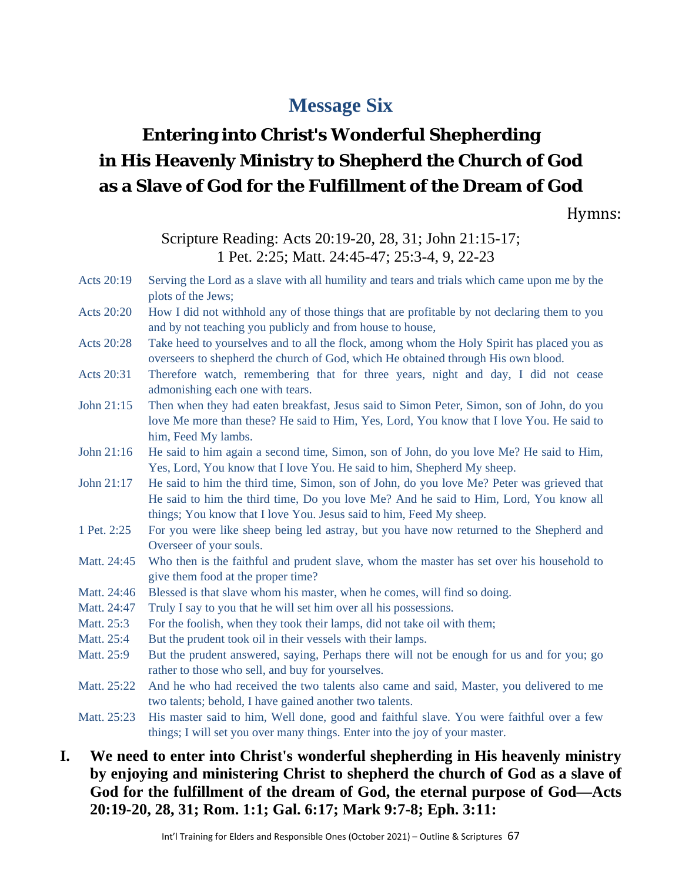# Message Six

## Entering into Christ's Wonderful Shepherding in His Heavenly Ministry to Shepherd the Church of God as a Slave of God for the Fulfillment of the Dream of God

Hymns:

Scripture Reading: Acts 20:19-20, 28, 31; John 21:15-17; 1 Pet. 2:25; Matt. 24:45-47; 25:3-4, 9, 22-23

Acts 20:19 Serving the Lord as a slave with all humility and tears and trials which came upon me by the plots of the Jews;

Acts 20:20 How I did not withhold any of those things that are profitable by not declaring them to you and by not teaching you publicly and from house to house,

Acts 20:28 Take heed to yourselves and to all the flock, among whom the Holy Spirit has placed you as overseers to shepherd the church of God, which He obtained through His own blood.

Acts 20:31 Therefore watch, remembering that for three years, night and day, I did not cease admonishing each one with tears.

John 21:15 Then when they had eaten breakfast, Jesus said to Simon Peter, Simon, son of John, do you love Me more than these? He said to Him, Yes, Lord, You know that I love You. He said to him, Feed My lambs.

John 21:16 He said to him again a second time, Simon, son of John, do you love Me? He said to Him, Yes, Lord, You know that I love You. He said to him, Shepherd My sheep.

John 21:17 He said to him the third time, Simon, son of John, do you love Me? Peter was grieved that He said to him the third time, Do you love Me? And he said to Him, Lord, You know all things; You know that I love You. Jesus said to him, Feed My sheep.

1 Pet. 2:25 For you were like sheep being led astray, but you have now returned to the Shepherd and Overseer of your souls.

Matt. 24:45 Who then is the faithful and prudent slave, whom the master has set over his household to give them food at the proper time?

Matt. 24:46 Blessed is that slave whom his master, when he comes, will find so doing.

Matt. 24:47 Truly I say to you that he will set him over all his possessions.

Matt. 25:3 For the foolish, when they took their lamps, did not take oil with them;

Matt. 25:4 But the prudent took oil in their vessels with their lamps.

Matt. 25:9 But the prudent answered, saying, Perhaps there will not be enough for us and for you; go rather to those who sell, and buy for yourselves.

Matt. 25:22 And he who had received the two talents also came and said, Master, you delivered to me two talents; behold, I have gained another two talents.

Matt. 25:23 His master said to him, Well done, good and faithful slave. You were faithful over a few things; I will set you over many things. Enter into the joy of your master.

**I. We need to enter into Christ's wonderful shepherding in His heavenly ministry by enjoying and ministering Christ to shepherd the church of God as a slave of God for the fulfillment of the dream of God, the eternal purpose of God—Acts 20:19-20, 28, 31; Rom. 1:1; Gal. 6:17; Mark 9:7-8; Eph. 3:11:**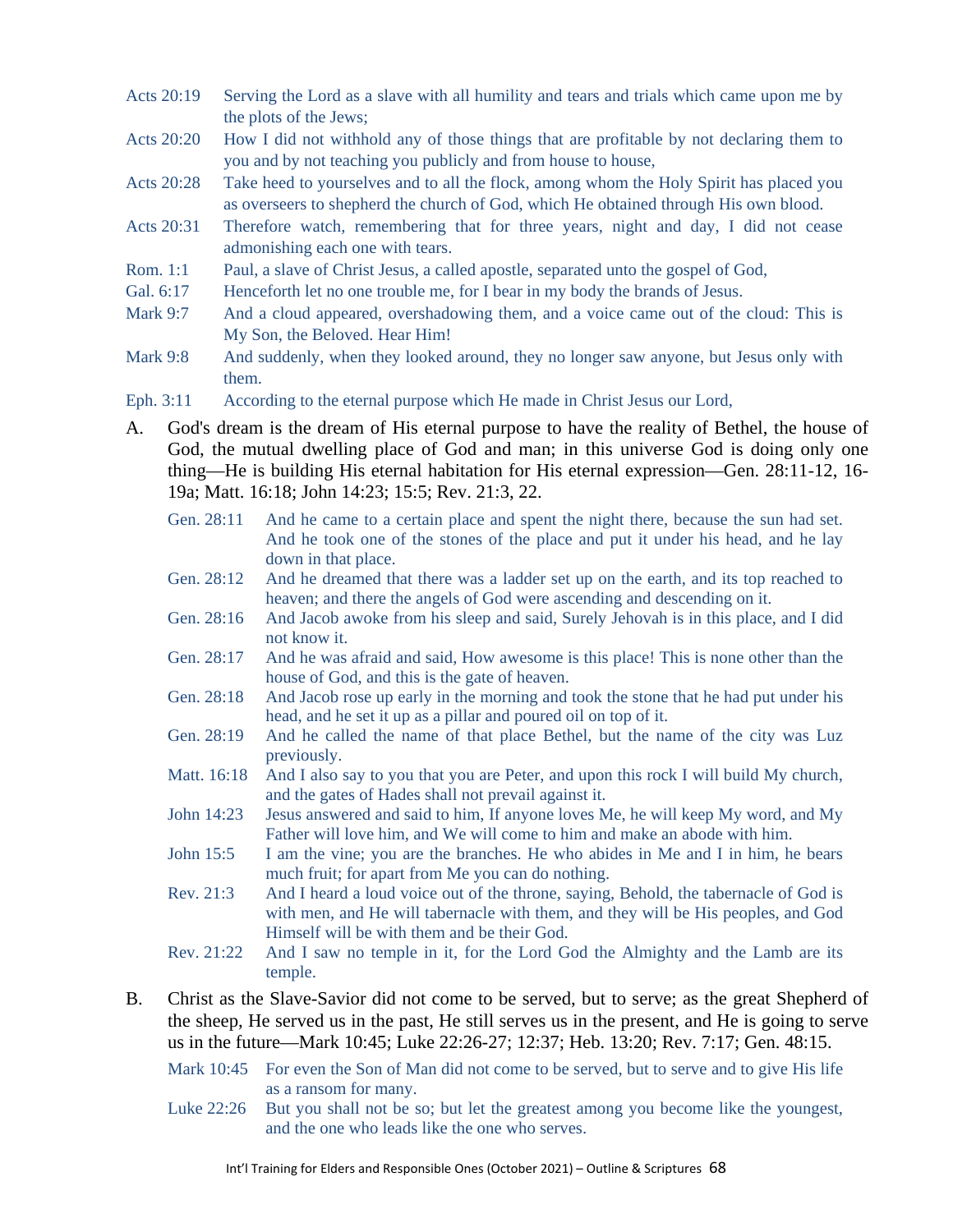Acts 20:19 Serving the Lord as a slave with all humility and tears and trials which came upon me by the plots of the Jews;

Acts 20:20 How I did not withhold any of those things that are profitable by not declaring them to you and by not teaching you publicly and from house to house,

Acts 20:28 Take heed to yourselves and to all the flock, among whom the Holy Spirit has placed you as overseers to shepherd the church of God, which He obtained through His own blood.

Acts 20:31 Therefore watch, remembering that for three years, night and day, I did not cease admonishing each one with tears.

Rom. 1:1 Paul, a slave of Christ Jesus, a called apostle, separated unto the gospel of God,

Gal. 6:17 Henceforth let no one trouble me, for I bear in my body the brands of Jesus.

Mark 9:7 And a cloud appeared, overshadowing them, and a voice came out of the cloud: This is My Son, the Beloved. Hear Him!

Mark 9:8 And suddenly, when they looked around, they no longer saw anyone, but Jesus only with them.

Eph. 3:11 According to the eternal purpose which He made in Christ Jesus our Lord,

A. God's dream is the dream of His eternal purpose to have the reality of Bethel, the house of God, the mutual dwelling place of God and man; in this universe God is doing only one thing—He is building His eternal habitation for His eternal expression—Gen. 28:11-12, 16-19a; Matt. 16:18; John 14:23; 15:5; Rev. 21:3, 22.

Gen. 28:11 And he came to a certain place and spent the night there, because the sun had set. And he took one of the stones of the place and put it under his head, and he lay down in that place.

Gen. 28:12 And he dreamed that there was a ladder set up on the earth, and its top reached to heaven; and there the angels of God were ascending and descending on it.

Gen. 28:16 And Jacob awoke from his sleep and said, Surely Jehovah is in this place, and I did not know it.

Gen. 28:17 And he was afraid and said, How awesome is this place! This is none other than the house of God, and this is the gate of heaven.

Gen. 28:18 And Jacob rose up early in the morning and took the stone that he had put under his head, and he set it up as a pillar and poured oil on top of it.

Gen. 28:19 And he called the name of that place Bethel, but the name of the city was Luz previously.

Matt. 16:18 And I also say to you that you are Peter, and upon this rock I will build My church, and the gates of Hades shall not prevail against it.

John 14:23 Jesus answered and said to him, If anyone loves Me, he will keep My word, and My Father will love him, and We will come to him and make an abode with him.

John 15:5 I am the vine; you are the branches. He who abides in Me and I in him, he bears much fruit; for apart from Me you can do nothing.

Rev. 21:3 And I heard a loud voice out of the throne, saying, Behold, the tabernacle of God is with men, and He will tabernacle with them, and they will be His peoples, and God Himself will be with them and be their God.

Rev. 21:22 And I saw no temple in it, for the Lord God the Almighty and the Lamb are its temple.

B. Christ as the Slave-Savior did not come to be served, but to serve; as the great Shepherd of the sheep, He served us in the past, He still serves us in the present, and He is going to serve us in the future—Mark 10:45; Luke 22:26-27; 12:37; Heb. 13:20; Rev. 7:17; Gen. 48:15.

Mark 10:45 For even the Son of Man did not come to be served, but to serve and to give His life as a ransom for many.

Luke 22:26 But you shall not be so; but let the greatest among you become like the youngest, and the one who leads like the one who serves.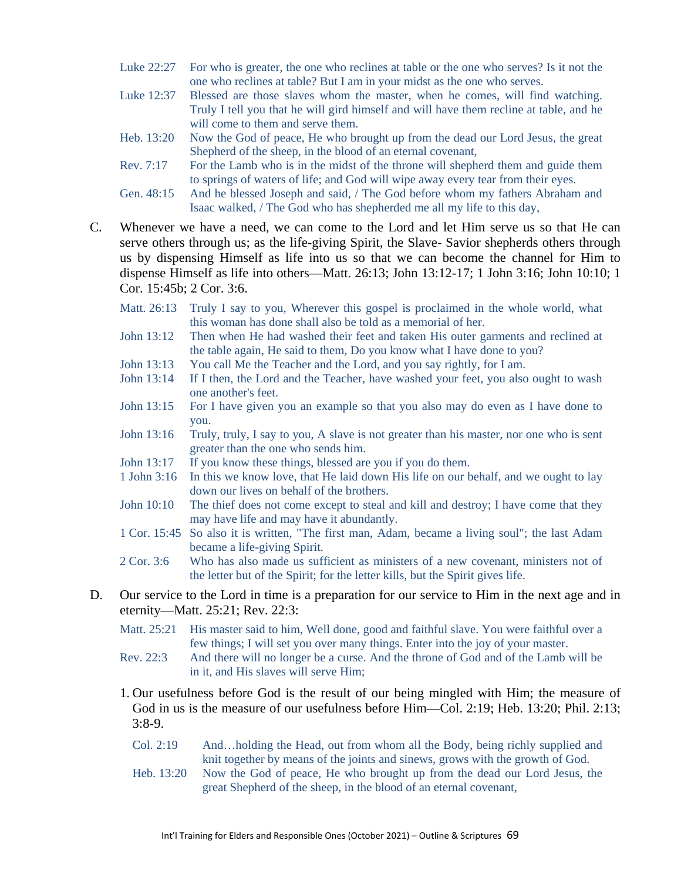Luke 22:27 For who is greater, the one who reclines at table or the one who serves? Is it not the one who reclines at table? But I am in your midst as the one who serves.

Luke 12:37 Blessed are those slaves whom the master, when he comes, will find watching. Truly I tell you that he will gird himself and will have them recline at table, and he will come to them and serve them.

Heb. 13:20 Now the God of peace, He who brought up from the dead our Lord Jesus, the great Shepherd of the sheep, in the blood of an eternal covenant,

Rev. 7:17 For the Lamb who is in the midst of the throne will shepherd them and guide them to springs of waters of life; and God will wipe away every tear from their eyes.

Gen. 48:15 And he blessed Joseph and said, / The God before whom my fathers Abraham and Isaac walked, / The God who has shepherded me all my life to this day,

C. Whenever we have a need, we can come to the Lord and let Him serve us so that He can serve others through us; as the life-giving Spirit, the Slave- Savior shepherds others through us by dispensing Himself as life into us so that we can become the channel for Him to dispense Himself as life into others—Matt. 26:13; John 13:12-17; 1 John 3:16; John 10:10; 1 Cor. 15:45b; 2 Cor. 3:6.

Matt. 26:13 Truly I say to you, Wherever this gospel is proclaimed in the whole world, what this woman has done shall also be told as a memorial of her.

John 13:12 Then when He had washed their feet and taken His outer garments and reclined at the table again, He said to them, Do you know what I have done to you?

John 13:13 You call Me the Teacher and the Lord, and you say rightly, for I am.

John 13:14 If I then, the Lord and the Teacher, have washed your feet, you also ought to wash one another's feet.

John 13:15 For I have given you an example so that you also may do even as I have done to you.

John 13:16 Truly, truly, I say to you, A slave is not greater than his master, nor one who is sent greater than the one who sends him.

John 13:17 If you know these things, blessed are you if you do them.

1 John 3:16 In this we know love, that He laid down His life on our behalf, and we ought to lay down our lives on behalf of the brothers.

John 10:10 The thief does not come except to steal and kill and destroy; I have come that they may have life and may have it abundantly.

1 Cor. 15:45 So also it is written, "The first man, Adam, became a living soul"; the last Adam became a life-giving Spirit.

2 Cor. 3:6 Who has also made us sufficient as ministers of a new covenant, ministers not of the letter but of the Spirit; for the letter kills, but the Spirit gives life.

D. Our service to the Lord in time is a preparation for our service to Him in the next age and in eternity—Matt. 25:21; Rev. 22:3:

Matt. 25:21 His master said to him, Well done, good and faithful slave. You were faithful over a few things; I will set you over many things. Enter into the joy of your master.

Rev. 22:3 And there will no longer be a curse. And the throne of God and of the Lamb will be in it, and His slaves will serve Him;

1. Our usefulness before God is the result of our being mingled with Him; the measure of God in us is the measure of our usefulness before Him—Col. 2:19; Heb. 13:20; Phil. 2:13; 3:8-9.

Col. 2:19 And…holding the Head, out from whom all the Body, being richly supplied and knit together by means of the joints and sinews, grows with the growth of God.

Heb. 13:20 Now the God of peace, He who brought up from the dead our Lord Jesus, the great Shepherd of the sheep, in the blood of an eternal covenant,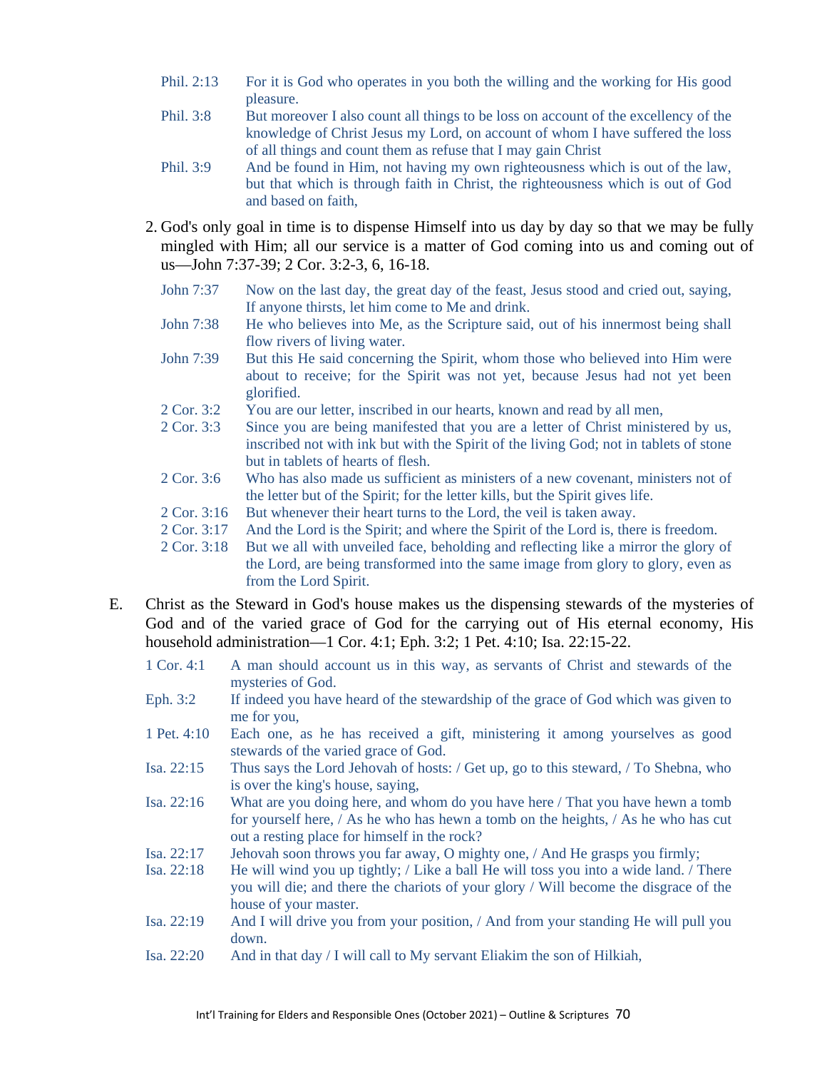Phil. 2:13 For it is God who operates in you both the willing and the working for His good pleasure.

Phil. 3:8 But moreover I also count all things to be loss on account of the excellency of the knowledge of Christ Jesus my Lord, on account of whom I have suffered the loss of all things and count them as refuse that I may gain Christ

Phil. 3:9 And be found in Him, not having my own righteousness which is out of the law, but that which is through faith in Christ, the righteousness which is out of God and based on faith,

2. God's only goal in time is to dispense Himself into us day by day so that we may be fully mingled with Him; all our service is a matter of God coming into us and coming out of us—John 7:37-39; 2 Cor. 3:2-3, 6, 16-18.

John 7:37 Now on the last day, the great day of the feast, Jesus stood and cried out, saying, If anyone thirsts, let him come to Me and drink.

John 7:38 He who believes into Me, as the Scripture said, out of his innermost being shall flow rivers of living water.

John 7:39 But this He said concerning the Spirit, whom those who believed into Him were about to receive; for the Spirit was not yet, because Jesus had not yet been glorified.

2 Cor. 3:2 You are our letter, inscribed in our hearts, known and read by all men,

2 Cor. 3:3 Since you are being manifested that you are a letter of Christ ministered by us, inscribed not with ink but with the Spirit of the living God; not in tablets of stone but in tablets of hearts of flesh.

2 Cor. 3:6 Who has also made us sufficient as ministers of a new covenant, ministers not of the letter but of the Spirit; for the letter kills, but the Spirit gives life.

2 Cor. 3:16 But whenever their heart turns to the Lord, the veil is taken away.

2 Cor. 3:17 And the Lord is the Spirit; and where the Spirit of the Lord is, there is freedom.

2 Cor. 3:18 But we all with unveiled face, beholding and reflecting like a mirror the glory of the Lord, are being transformed into the same image from glory to glory, even as from the Lord Spirit.

E. Christ as the Steward in God's house makes us the dispensing stewards of the mysteries of God and of the varied grace of God for the carrying out of His eternal economy, His household administration—1 Cor. 4:1; Eph. 3:2; 1 Pet. 4:10; Isa. 22:15-22.

1 Cor. 4:1 A man should account us in this way, as servants of Christ and stewards of the mysteries of God.

Eph. 3:2 If indeed you have heard of the stewardship of the grace of God which was given to me for you,

1 Pet. 4:10 Each one, as he has received a gift, ministering it among yourselves as good stewards of the varied grace of God.

Isa. 22:15 Thus says the Lord Jehovah of hosts: / Get up, go to this steward, / To Shebna, who is over the king's house, saying,

Isa. 22:16 What are you doing here, and whom do you have here / That you have hewn a tomb for yourself here, / As he who has hewn a tomb on the heights, / As he who has cut out a resting place for himself in the rock?

Isa. 22:17 Jehovah soon throws you far away, O mighty one, / And He grasps you firmly;

Isa. 22:18 He will wind you up tightly; / Like a ball He will toss you into a wide land. / There you will die; and there the chariots of your glory / Will become the disgrace of the house of your master.

Isa. 22:19 And I will drive you from your position, / And from your standing He will pull you down.

Isa. 22:20 And in that day / I will call to My servant Eliakim the son of Hilkiah,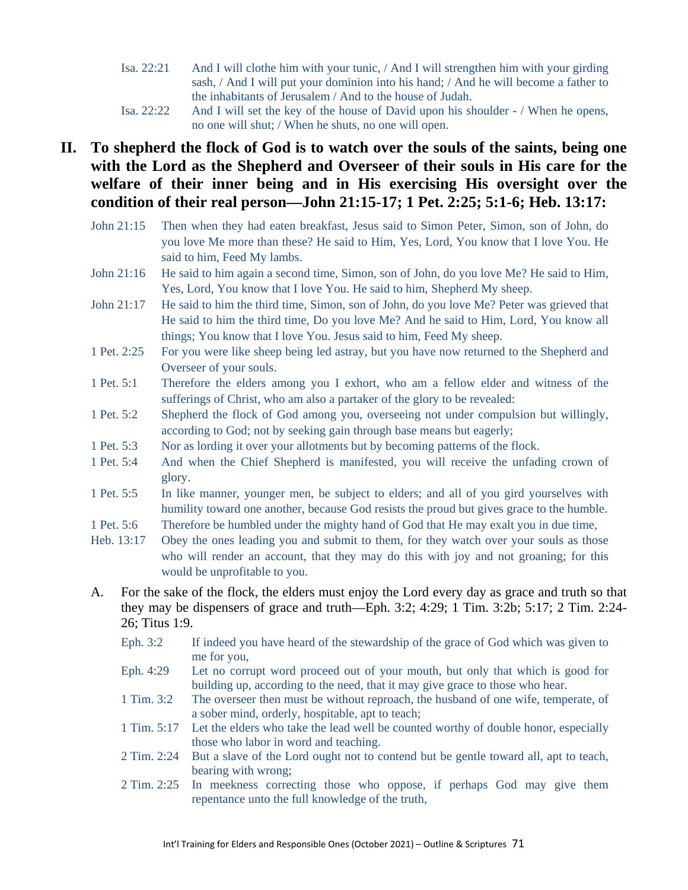Isa. 22:21 And I will clothe him with your tunic, / And I will strengthen him with your girding sash, / And I will put your dominion into his hand; / And he will become a father to the inhabitants of Jerusalem / And to the house of Judah.

Isa. 22:22 And I will set the key of the house of David upon his shoulder - / When he opens, no one will shut; / When he shuts, no one will open.

## II. To shepherd the flock of God is to watch over the souls of the saints, being one with the Lord as the Shepherd and Overseer of their souls in His care for the welfare of their inner being and in His exercising His oversight over the condition of their real person—John 21:15-17; 1 Pet. 2:25; 5:1-6; Heb. 13:17:

John 21:15 Then when they had eaten breakfast, Jesus said to Simon Peter, Simon, son of John, do you love Me more than these? He said to Him, Yes, Lord, You know that I love You. He said to him, Feed My lambs.

John 21:16 He said to him again a second time, Simon, son of John, do you love Me? He said to Him, Yes, Lord, You know that I love You. He said to him, Shepherd My sheep.

John 21:17 He said to him the third time, Simon, son of John, do you love Me? Peter was grieved that He said to him the third time, Do you love Me? And he said to Him, Lord, You know all things; You know that I love You. Jesus said to him, Feed My sheep.

1 Pet. 2:25 For you were like sheep being led astray, but you have now returned to the Shepherd and Overseer of your souls.

1 Pet. 5:1 Therefore the elders among you I exhort, who am a fellow elder and witness of the sufferings of Christ, who am also a partaker of the glory to be revealed:

1 Pet. 5:2 Shepherd the flock of God among you, overseeing not under compulsion but willingly, according to God; not by seeking gain through base means but eagerly;

1 Pet. 5:3 Nor as lording it over your allotments but by becoming patterns of the flock.

1 Pet. 5:4 And when the Chief Shepherd is manifested, you will receive the unfading crown of glory.

1 Pet. 5:5 In like manner, younger men, be subject to elders; and all of you gird yourselves with humility toward one another, because God resists the proud but gives grace to the humble.

1 Pet. 5:6 Therefore be humbled under the mighty hand of God that He may exalt you in due time,

Heb. 13:17 Obey the ones leading you and submit to them, for they watch over your souls as those who will render an account, that they may do this with joy and not groaning; for this would be unprofitable to you.

A. For the sake of the flock, the elders must enjoy the Lord every day as grace and truth so that they may be dispensers of grace and truth—Eph. 3:2; 4:29; 1 Tim. 3:2b; 5:17; 2 Tim. 2:24-26; Titus 1:9.

Eph. 3:2 If indeed you have heard of the stewardship of the grace of God which was given to me for you,

Eph. 4:29 Let no corrupt word proceed out of your mouth, but only that which is good for building up, according to the need, that it may give grace to those who hear.

1 Tim. 3:2 The overseer then must be without reproach, the husband of one wife, temperate, of a sober mind, orderly, hospitable, apt to teach;

1 Tim. 5:17 Let the elders who take the lead well be counted worthy of double honor, especially those who labor in word and teaching.

2 Tim. 2:24 But a slave of the Lord ought not to contend but be gentle toward all, apt to teach, bearing with wrong;

2 Tim. 2:25 In meekness correcting those who oppose, if perhaps God may give them repentance unto the full knowledge of the truth,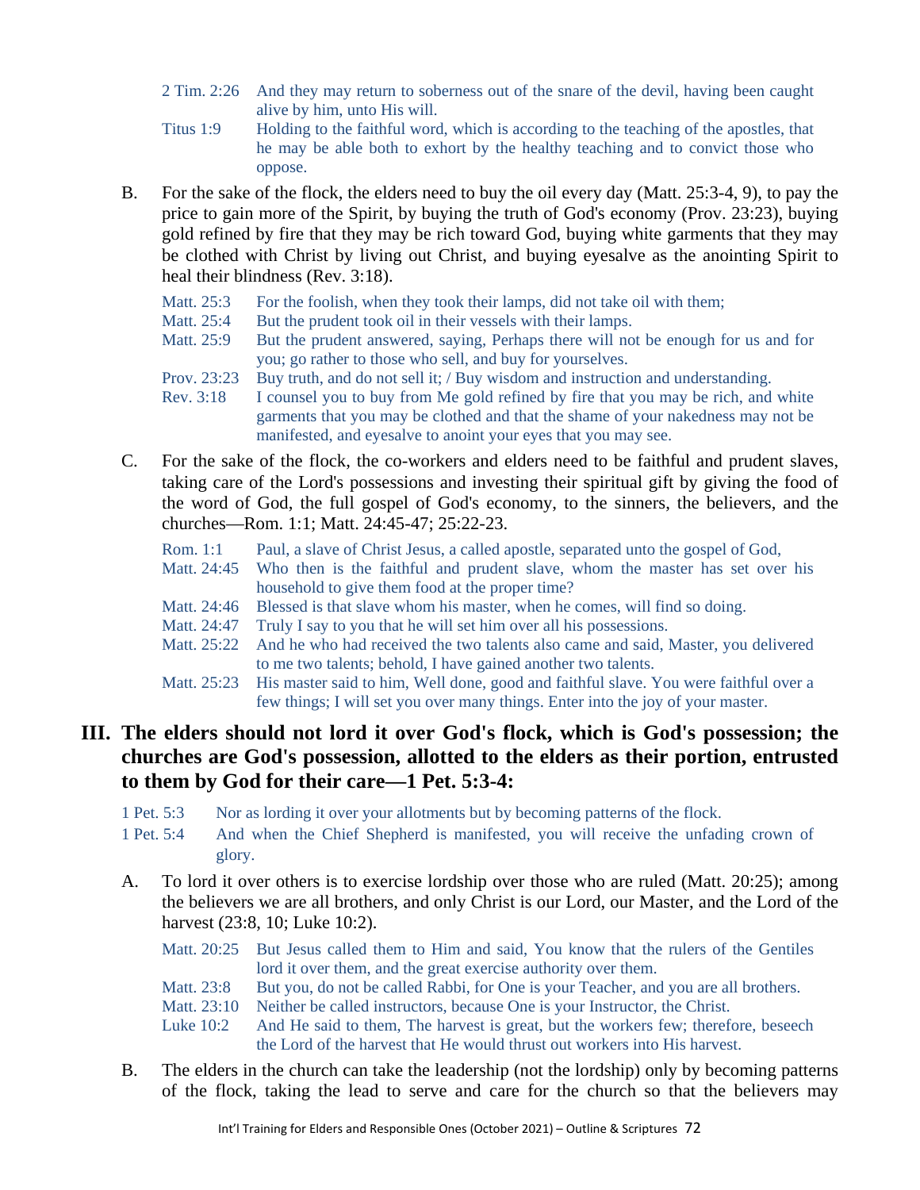2 Tim. 2:26 And they may return to soberness out of the snare of the devil, having been caught alive by him, unto His will.

Titus 1:9 Holding to the faithful word, which is according to the teaching of the apostles, that he may be able both to exhort by the healthy teaching and to convict those who oppose.

B. For the sake of the flock, the elders need to buy the oil every day (Matt. 25:3-4, 9), to pay the price to gain more of the Spirit, by buying the truth of God's economy (Prov. 23:23), buying gold refined by fire that they may be rich toward God, buying white garments that they may be clothed with Christ by living out Christ, and buying eyesalve as the anointing Spirit to heal their blindness (Rev. 3:18).

Matt. 25:3 For the foolish, when they took their lamps, did not take oil with them;

Matt. 25:4 But the prudent took oil in their vessels with their lamps.

Matt. 25:9 But the prudent answered, saying, Perhaps there will not be enough for us and for you; go rather to those who sell, and buy for yourselves.

Prov. 23:23 Buy truth, and do not sell it; / Buy wisdom and instruction and understanding.

Rev. 3:18 I counsel you to buy from Me gold refined by fire that you may be rich, and white garments that you may be clothed and that the shame of your nakedness may not be manifested, and eyesalve to anoint your eyes that you may see.

C. For the sake of the flock, the co-workers and elders need to be faithful and prudent slaves, taking care of the Lord's possessions and investing their spiritual gift by giving the food of the word of God, the full gospel of God's economy, to the sinners, the believers, and the churches—Rom. 1:1; Matt. 24:45-47; 25:22-23.

Rom. 1:1 Paul, a slave of Christ Jesus, a called apostle, separated unto the gospel of God,

Matt. 24:45 Who then is the faithful and prudent slave, whom the master has set over his household to give them food at the proper time?

Matt. 24:46 Blessed is that slave whom his master, when he comes, will find so doing.

Matt. 24:47 Truly I say to you that he will set him over all his possessions.

Matt. 25:22 And he who had received the two talents also came and said, Master, you delivered to me two talents; behold, I have gained another two talents.

Matt. 25:23 His master said to him, Well done, good and faithful slave. You were faithful over a few things; I will set you over many things. Enter into the joy of your master.

## III. The elders should not lord it over God's flock, which is God's possession; the churches are God's possession, allotted to the elders as their portion, entrusted to them by God for their care—1 Pet. 5:3-4:

1 Pet. 5:3 Nor as lording it over your allotments but by becoming patterns of the flock.

1 Pet. 5:4 And when the Chief Shepherd is manifested, you will receive the unfading crown of glory.

A. To lord it over others is to exercise lordship over those who are ruled (Matt. 20:25); among the believers we are all brothers, and only Christ is our Lord, our Master, and the Lord of the harvest (23:8, 10; Luke 10:2).

Matt. 20:25 But Jesus called them to Him and said, You know that the rulers of the Gentiles lord it over them, and the great exercise authority over them.

Matt. 23:8 But you, do not be called Rabbi, for One is your Teacher, and you are all brothers.

Matt. 23:10 Neither be called instructors, because One is your Instructor, the Christ.

Luke 10:2 And He said to them, The harvest is great, but the workers few; therefore, beseech the Lord of the harvest that He would thrust out workers into His harvest.

B. The elders in the church can take the leadership (not the lordship) only by becoming patterns of the flock, taking the lead to serve and care for the church so that the believers may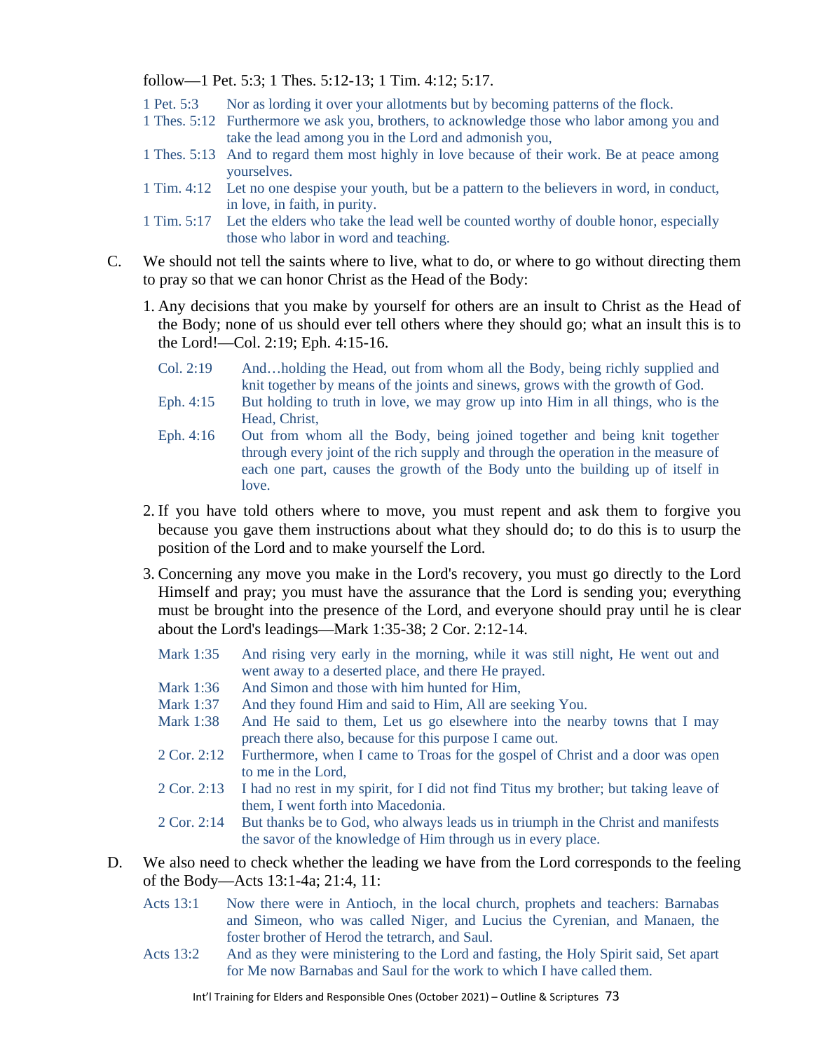follow—1 Pet. 5:3; 1 Thes. 5:12-13; 1 Tim. 4:12; 5:17.

| | |
|---|---|
| 1 Pet. 5:3 | Nor as lording it over your allotments but by becoming patterns of the flock. |
| 1 Thes. 5:12 | Furthermore we ask you, brothers, to acknowledge those who labor among you and take the lead among you in the Lord and admonish you, |
| 1 Thes. 5:13 | And to regard them most highly in love because of their work. Be at peace among yourselves. |
| 1 Tim. 4:12 | Let no one despise your youth, but be a pattern to the believers in word, in conduct, in love, in faith, in purity. |
| 1 Tim. 5:17 | Let the elders who take the lead well be counted worthy of double honor, especially those who labor in word and teaching. |

C. We should not tell the saints where to live, what to do, or where to go without directing them to pray so that we can honor Christ as the Head of the Body:

1. Any decisions that you make by yourself for others are an insult to Christ as the Head of the Body; none of us should ever tell others where they should go; what an insult this is to the Lord!—Col. 2:19; Eph. 4:15-16.

| | |
|---|---|
| Col. 2:19 | And…holding the Head, out from whom all the Body, being richly supplied and knit together by means of the joints and sinews, grows with the growth of God. |
| Eph. 4:15 | But holding to truth in love, we may grow up into Him in all things, who is the Head, Christ, |
| Eph. 4:16 | Out from whom all the Body, being joined together and being knit together through every joint of the rich supply and through the operation in the measure of each one part, causes the growth of the Body unto the building up of itself in love. |

2. If you have told others where to move, you must repent and ask them to forgive you because you gave them instructions about what they should do; to do this is to usurp the position of the Lord and to make yourself the Lord.

3. Concerning any move you make in the Lord's recovery, you must go directly to the Lord Himself and pray; you must have the assurance that the Lord is sending you; everything must be brought into the presence of the Lord, and everyone should pray until he is clear about the Lord's leadings—Mark 1:35-38; 2 Cor. 2:12-14.

| | |
|---|---|
| Mark 1:35 | And rising very early in the morning, while it was still night, He went out and went away to a deserted place, and there He prayed. |
| Mark 1:36 | And Simon and those with him hunted for Him, |
| Mark 1:37 | And they found Him and said to Him, All are seeking You. |
| Mark 1:38 | And He said to them, Let us go elsewhere into the nearby towns that I may preach there also, because for this purpose I came out. |
| 2 Cor. 2:12 | Furthermore, when I came to Troas for the gospel of Christ and a door was open to me in the Lord, |
| 2 Cor. 2:13 | I had no rest in my spirit, for I did not find Titus my brother; but taking leave of them, I went forth into Macedonia. |
| 2 Cor. 2:14 | But thanks be to God, who always leads us in triumph in the Christ and manifests the savor of the knowledge of Him through us in every place. |

D. We also need to check whether the leading we have from the Lord corresponds to the feeling of the Body—Acts 13:1-4a; 21:4, 11:

| | |
|---|---|
| Acts 13:1 | Now there were in Antioch, in the local church, prophets and teachers: Barnabas and Simeon, who was called Niger, and Lucius the Cyrenian, and Manaen, the foster brother of Herod the tetrarch, and Saul. |
| Acts 13:2 | And as they were ministering to the Lord and fasting, the Holy Spirit said, Set apart for Me now Barnabas and Saul for the work to which I have called them. |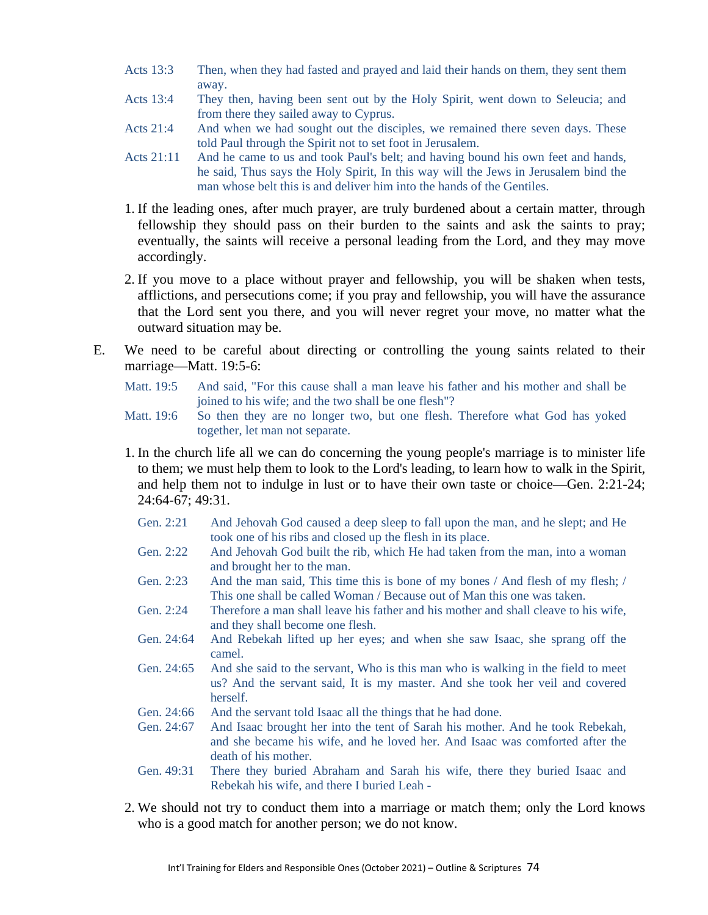Acts 13:3 Then, when they had fasted and prayed and laid their hands on them, they sent them away.

Acts 13:4 They then, having been sent out by the Holy Spirit, went down to Seleucia; and from there they sailed away to Cyprus.

Acts 21:4 And when we had sought out the disciples, we remained there seven days. These told Paul through the Spirit not to set foot in Jerusalem.

Acts 21:11 And he came to us and took Paul's belt; and having bound his own feet and hands, he said, Thus says the Holy Spirit, In this way will the Jews in Jerusalem bind the man whose belt this is and deliver him into the hands of the Gentiles.

1. If the leading ones, after much prayer, are truly burdened about a certain matter, through fellowship they should pass on their burden to the saints and ask the saints to pray; eventually, the saints will receive a personal leading from the Lord, and they may move accordingly.

2. If you move to a place without prayer and fellowship, you will be shaken when tests, afflictions, and persecutions come; if you pray and fellowship, you will have the assurance that the Lord sent you there, and you will never regret your move, no matter what the outward situation may be.

E. We need to be careful about directing or controlling the young saints related to their marriage—Matt. 19:5-6:

Matt. 19:5 And said, "For this cause shall a man leave his father and his mother and shall be joined to his wife; and the two shall be one flesh"?

Matt. 19:6 So then they are no longer two, but one flesh. Therefore what God has yoked together, let man not separate.

1. In the church life all we can do concerning the young people's marriage is to minister life to them; we must help them to look to the Lord's leading, to learn how to walk in the Spirit, and help them not to indulge in lust or to have their own taste or choice—Gen. 2:21-24; 24:64-67; 49:31.

Gen. 2:21 And Jehovah God caused a deep sleep to fall upon the man, and he slept; and He took one of his ribs and closed up the flesh in its place.

Gen. 2:22 And Jehovah God built the rib, which He had taken from the man, into a woman and brought her to the man.

Gen. 2:23 And the man said, This time this is bone of my bones / And flesh of my flesh; / This one shall be called Woman / Because out of Man this one was taken.

Gen. 2:24 Therefore a man shall leave his father and his mother and shall cleave to his wife, and they shall become one flesh.

Gen. 24:64 And Rebekah lifted up her eyes; and when she saw Isaac, she sprang off the camel.

Gen. 24:65 And she said to the servant, Who is this man who is walking in the field to meet us? And the servant said, It is my master. And she took her veil and covered herself.

Gen. 24:66 And the servant told Isaac all the things that he had done.

Gen. 24:67 And Isaac brought her into the tent of Sarah his mother. And he took Rebekah, and she became his wife, and he loved her. And Isaac was comforted after the death of his mother.

Gen. 49:31 There they buried Abraham and Sarah his wife, there they buried Isaac and Rebekah his wife, and there I buried Leah -

2. We should not try to conduct them into a marriage or match them; only the Lord knows who is a good match for another person; we do not know.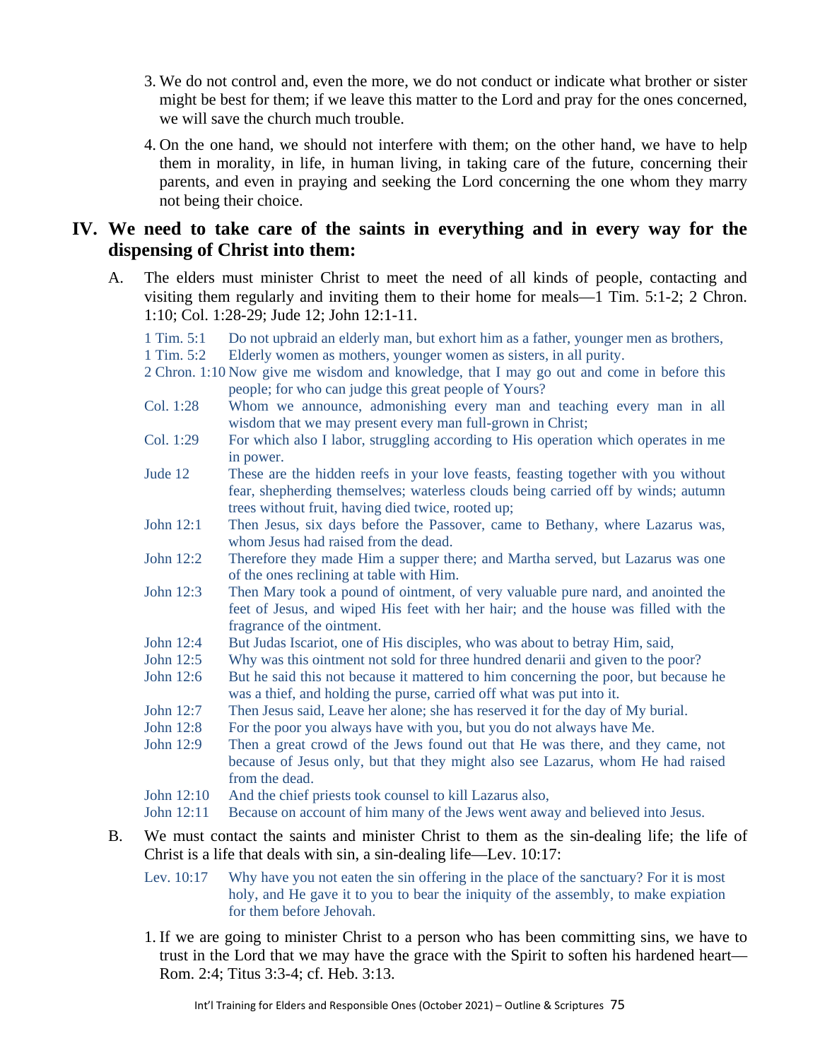3. We do not control and, even the more, we do not conduct or indicate what brother or sister might be best for them; if we leave this matter to the Lord and pray for the ones concerned, we will save the church much trouble.

4. On the one hand, we should not interfere with them; on the other hand, we have to help them in morality, in life, in human living, in taking care of the future, concerning their parents, and even in praying and seeking the Lord concerning the one whom they marry not being their choice.

## IV. We need to take care of the saints in everything and in every way for the dispensing of Christ into them:

A. The elders must minister Christ to meet the need of all kinds of people, contacting and visiting them regularly and inviting them to their home for meals—1 Tim. 5:1-2; 2 Chron. 1:10; Col. 1:28-29; Jude 12; John 12:1-11.

> 1 Tim. 5:1 Do not upbraid an elderly man, but exhort him as a father, younger men as brothers,
>
> 1 Tim. 5:2 Elderly women as mothers, younger women as sisters, in all purity.
>
> 2 Chron. 1:10 Now give me wisdom and knowledge, that I may go out and come in before this people; for who can judge this great people of Yours?
>
> Col. 1:28 Whom we announce, admonishing every man and teaching every man in all wisdom that we may present every man full-grown in Christ;
>
> Col. 1:29 For which also I labor, struggling according to His operation which operates in me in power.
>
> Jude 12 These are the hidden reefs in your love feasts, feasting together with you without fear, shepherding themselves; waterless clouds being carried off by winds; autumn trees without fruit, having died twice, rooted up;
>
> John 12:1 Then Jesus, six days before the Passover, came to Bethany, where Lazarus was, whom Jesus had raised from the dead.
>
> John 12:2 Therefore they made Him a supper there; and Martha served, but Lazarus was one of the ones reclining at table with Him.
>
> John 12:3 Then Mary took a pound of ointment, of very valuable pure nard, and anointed the feet of Jesus, and wiped His feet with her hair; and the house was filled with the fragrance of the ointment.
>
> John 12:4 But Judas Iscariot, one of His disciples, who was about to betray Him, said,
>
> John 12:5 Why was this ointment not sold for three hundred denarii and given to the poor?
>
> John 12:6 But he said this not because it mattered to him concerning the poor, but because he was a thief, and holding the purse, carried off what was put into it.
>
> John 12:7 Then Jesus said, Leave her alone; she has reserved it for the day of My burial.
>
> John 12:8 For the poor you always have with you, but you do not always have Me.
>
> John 12:9 Then a great crowd of the Jews found out that He was there, and they came, not because of Jesus only, but that they might also see Lazarus, whom He had raised from the dead.
>
> John 12:10 And the chief priests took counsel to kill Lazarus also,
>
> John 12:11 Because on account of him many of the Jews went away and believed into Jesus.

B. We must contact the saints and minister Christ to them as the sin-dealing life; the life of Christ is a life that deals with sin, a sin-dealing life—Lev. 10:17:

> Lev. 10:17 Why have you not eaten the sin offering in the place of the sanctuary? For it is most holy, and He gave it to you to bear the iniquity of the assembly, to make expiation for them before Jehovah.

1. If we are going to minister Christ to a person who has been committing sins, we have to trust in the Lord that we may have the grace with the Spirit to soften his hardened heart—Rom. 2:4; Titus 3:3-4; cf. Heb. 3:13.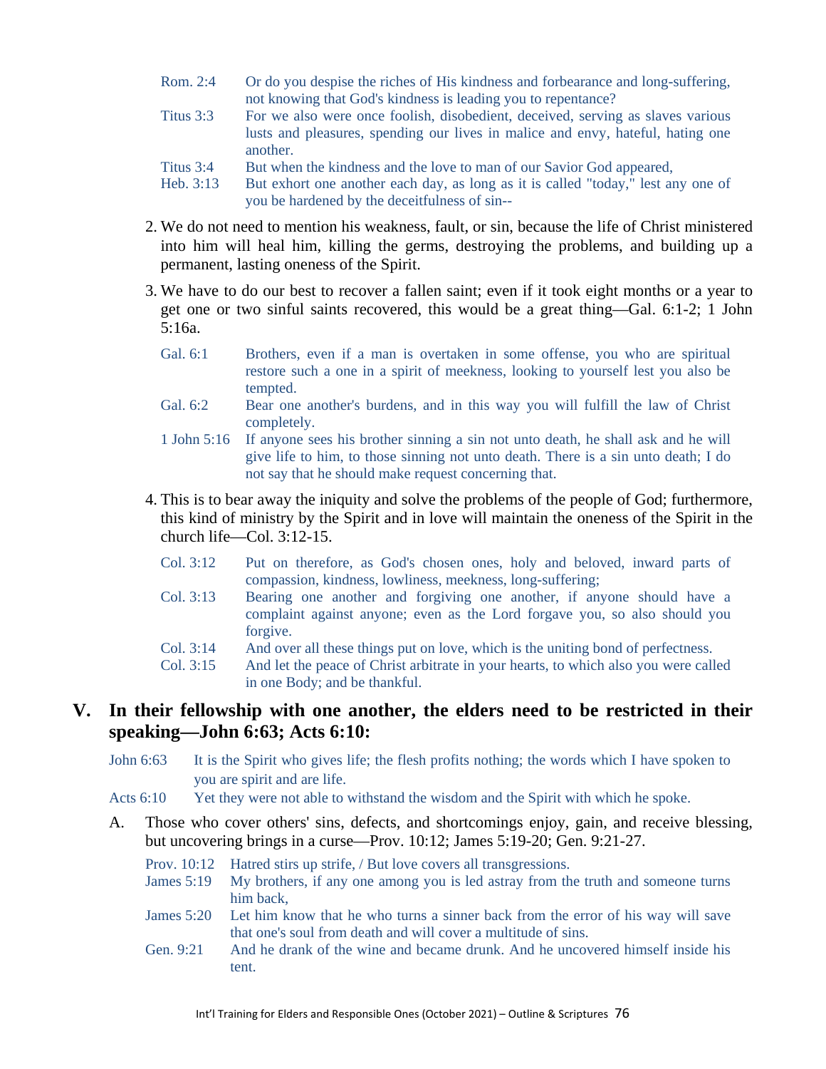Rom. 2:4 Or do you despise the riches of His kindness and forbearance and long-suffering, not knowing that God's kindness is leading you to repentance?

Titus 3:3 For we also were once foolish, disobedient, deceived, serving as slaves various lusts and pleasures, spending our lives in malice and envy, hateful, hating one another.

Titus 3:4 But when the kindness and the love to man of our Savior God appeared,

Heb. 3:13 But exhort one another each day, as long as it is called "today," lest any one of you be hardened by the deceitfulness of sin--

2. We do not need to mention his weakness, fault, or sin, because the life of Christ ministered into him will heal him, killing the germs, destroying the problems, and building up a permanent, lasting oneness of the Spirit.

3. We have to do our best to recover a fallen saint; even if it took eight months or a year to get one or two sinful saints recovered, this would be a great thing—Gal. 6:1-2; 1 John 5:16a.

Gal. 6:1 Brothers, even if a man is overtaken in some offense, you who are spiritual restore such a one in a spirit of meekness, looking to yourself lest you also be tempted.

Gal. 6:2 Bear one another's burdens, and in this way you will fulfill the law of Christ completely.

1 John 5:16 If anyone sees his brother sinning a sin not unto death, he shall ask and he will give life to him, to those sinning not unto death. There is a sin unto death; I do not say that he should make request concerning that.

4. This is to bear away the iniquity and solve the problems of the people of God; furthermore, this kind of ministry by the Spirit and in love will maintain the oneness of the Spirit in the church life—Col. 3:12-15.

Col. 3:12 Put on therefore, as God's chosen ones, holy and beloved, inward parts of compassion, kindness, lowliness, meekness, long-suffering;

Col. 3:13 Bearing one another and forgiving one another, if anyone should have a complaint against anyone; even as the Lord forgave you, so also should you forgive.

Col. 3:14 And over all these things put on love, which is the uniting bond of perfectness.

Col. 3:15 And let the peace of Christ arbitrate in your hearts, to which also you were called in one Body; and be thankful.

## V. In their fellowship with one another, the elders need to be restricted in their speaking—John 6:63; Acts 6:10:

John 6:63 It is the Spirit who gives life; the flesh profits nothing; the words which I have spoken to you are spirit and are life.

Acts 6:10 Yet they were not able to withstand the wisdom and the Spirit with which he spoke.

A. Those who cover others' sins, defects, and shortcomings enjoy, gain, and receive blessing, but uncovering brings in a curse—Prov. 10:12; James 5:19-20; Gen. 9:21-27.

Prov. 10:12 Hatred stirs up strife, / But love covers all transgressions.

James 5:19 My brothers, if any one among you is led astray from the truth and someone turns him back,

James 5:20 Let him know that he who turns a sinner back from the error of his way will save that one's soul from death and will cover a multitude of sins.

Gen. 9:21 And he drank of the wine and became drunk. And he uncovered himself inside his tent.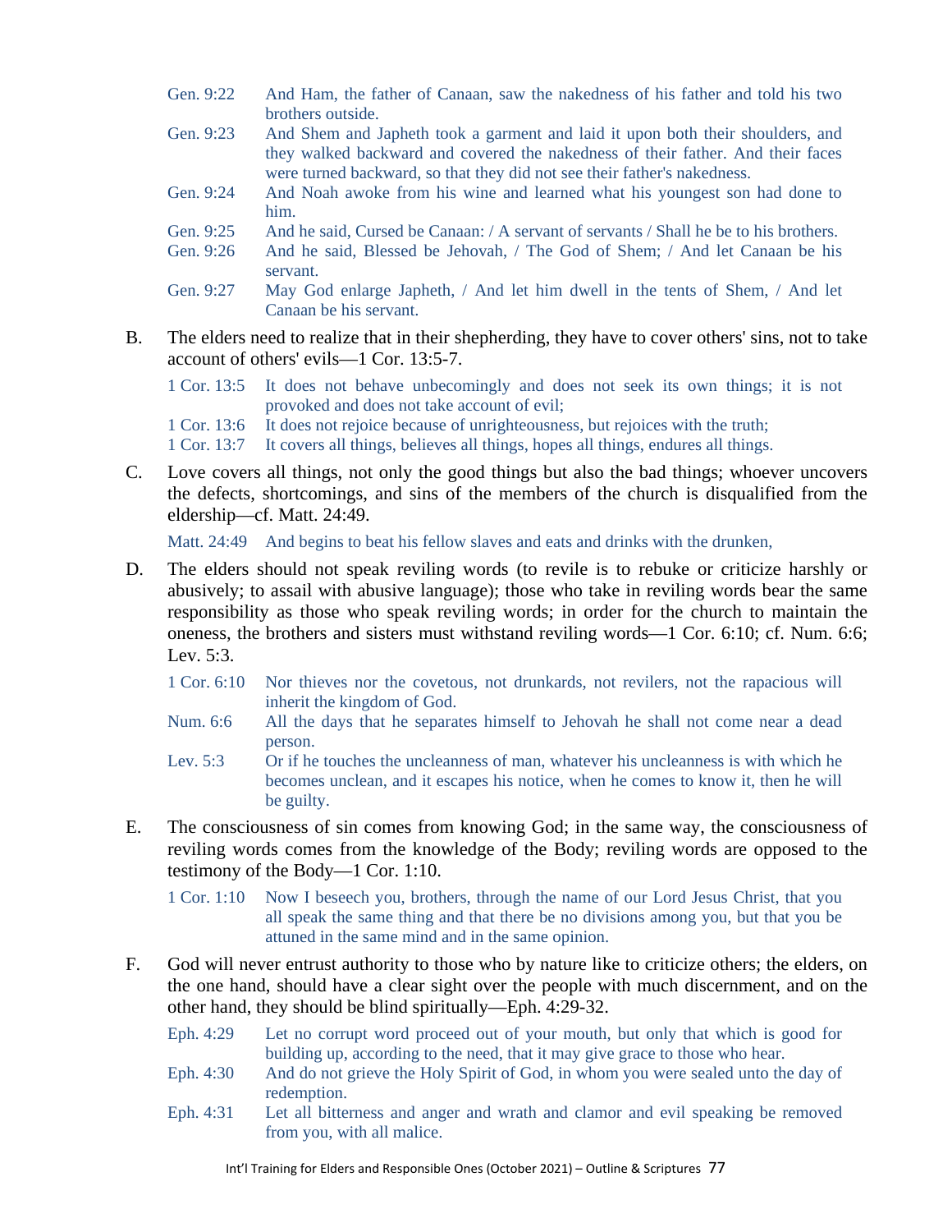Gen. 9:22 And Ham, the father of Canaan, saw the nakedness of his father and told his two brothers outside.

Gen. 9:23 And Shem and Japheth took a garment and laid it upon both their shoulders, and they walked backward and covered the nakedness of their father. And their faces were turned backward, so that they did not see their father's nakedness.

Gen. 9:24 And Noah awoke from his wine and learned what his youngest son had done to him.

Gen. 9:25 And he said, Cursed be Canaan: / A servant of servants / Shall he be to his brothers.

Gen. 9:26 And he said, Blessed be Jehovah, / The God of Shem; / And let Canaan be his servant.

Gen. 9:27 May God enlarge Japheth, / And let him dwell in the tents of Shem, / And let Canaan be his servant.

B. The elders need to realize that in their shepherding, they have to cover others' sins, not to take account of others' evils—1 Cor. 13:5-7.

1 Cor. 13:5 It does not behave unbecomingly and does not seek its own things; it is not provoked and does not take account of evil;

1 Cor. 13:6 It does not rejoice because of unrighteousness, but rejoices with the truth;

1 Cor. 13:7 It covers all things, believes all things, hopes all things, endures all things.

C. Love covers all things, not only the good things but also the bad things; whoever uncovers the defects, shortcomings, and sins of the members of the church is disqualified from the eldership—cf. Matt. 24:49.

Matt. 24:49 And begins to beat his fellow slaves and eats and drinks with the drunken,

D. The elders should not speak reviling words (to revile is to rebuke or criticize harshly or abusively; to assail with abusive language); those who take in reviling words bear the same responsibility as those who speak reviling words; in order for the church to maintain the oneness, the brothers and sisters must withstand reviling words—1 Cor. 6:10; cf. Num. 6:6; Lev. 5:3.

1 Cor. 6:10 Nor thieves nor the covetous, not drunkards, not revilers, not the rapacious will inherit the kingdom of God.

Num. 6:6 All the days that he separates himself to Jehovah he shall not come near a dead person.

Lev. 5:3 Or if he touches the uncleanness of man, whatever his uncleanness is with which he becomes unclean, and it escapes his notice, when he comes to know it, then he will be guilty.

E. The consciousness of sin comes from knowing God; in the same way, the consciousness of reviling words comes from the knowledge of the Body; reviling words are opposed to the testimony of the Body—1 Cor. 1:10.

1 Cor. 1:10 Now I beseech you, brothers, through the name of our Lord Jesus Christ, that you all speak the same thing and that there be no divisions among you, but that you be attuned in the same mind and in the same opinion.

F. God will never entrust authority to those who by nature like to criticize others; the elders, on the one hand, should have a clear sight over the people with much discernment, and on the other hand, they should be blind spiritually—Eph. 4:29-32.

Eph. 4:29 Let no corrupt word proceed out of your mouth, but only that which is good for building up, according to the need, that it may give grace to those who hear.

Eph. 4:30 And do not grieve the Holy Spirit of God, in whom you were sealed unto the day of redemption.

Eph. 4:31 Let all bitterness and anger and wrath and clamor and evil speaking be removed from you, with all malice.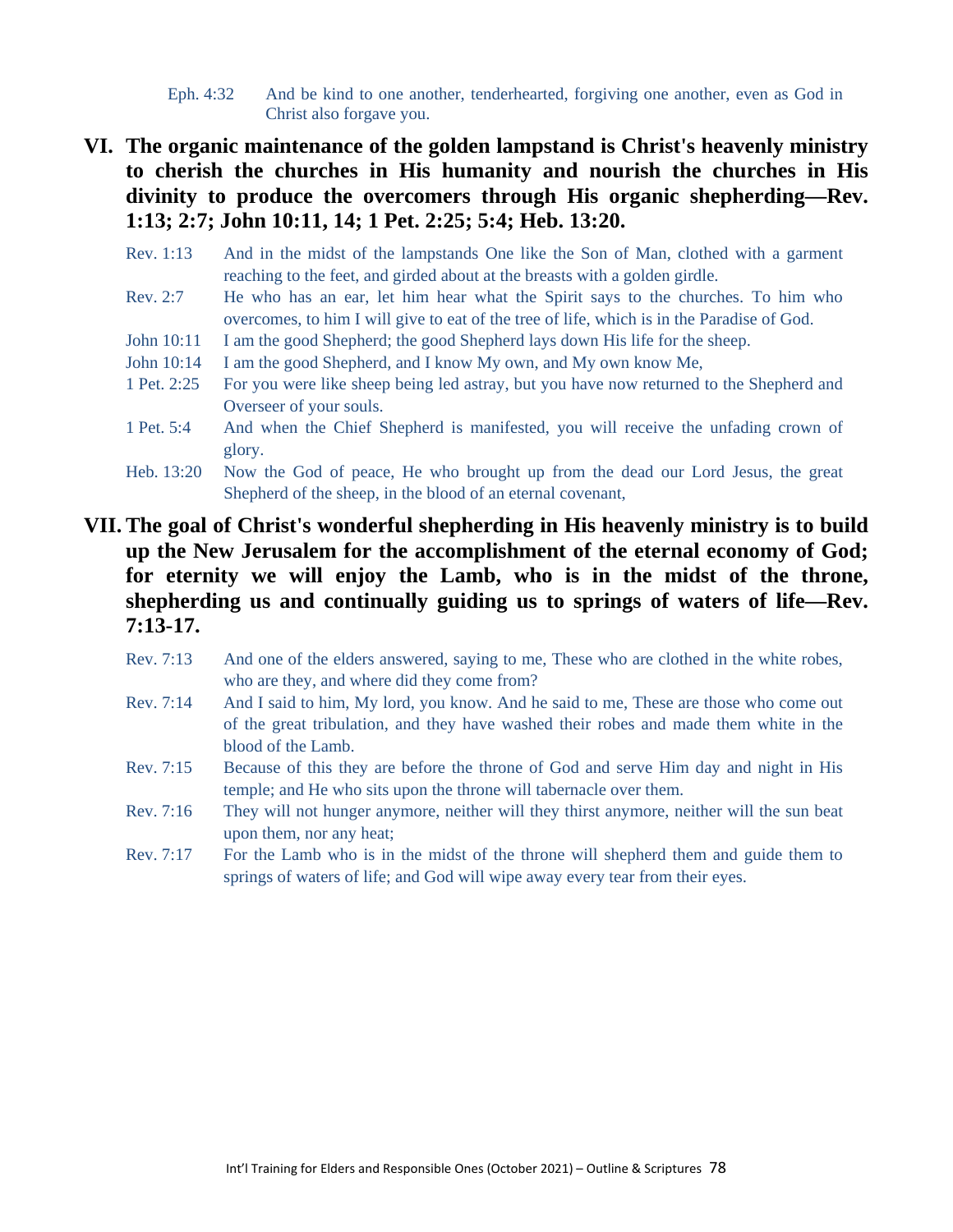Eph. 4:32 And be kind to one another, tenderhearted, forgiving one another, even as God in Christ also forgave you.

**VI. The organic maintenance of the golden lampstand is Christ's heavenly ministry to cherish the churches in His humanity and nourish the churches in His divinity to produce the overcomers through His organic shepherding—Rev. 1:13; 2:7; John 10:11, 14; 1 Pet. 2:25; 5:4; Heb. 13:20.**

Rev. 1:13 And in the midst of the lampstands One like the Son of Man, clothed with a garment reaching to the feet, and girded about at the breasts with a golden girdle.

Rev. 2:7 He who has an ear, let him hear what the Spirit says to the churches. To him who overcomes, to him I will give to eat of the tree of life, which is in the Paradise of God.

John 10:11 I am the good Shepherd; the good Shepherd lays down His life for the sheep.

John 10:14 I am the good Shepherd, and I know My own, and My own know Me,

1 Pet. 2:25 For you were like sheep being led astray, but you have now returned to the Shepherd and Overseer of your souls.

1 Pet. 5:4 And when the Chief Shepherd is manifested, you will receive the unfading crown of glory.

Heb. 13:20 Now the God of peace, He who brought up from the dead our Lord Jesus, the great Shepherd of the sheep, in the blood of an eternal covenant,

**VII. The goal of Christ's wonderful shepherding in His heavenly ministry is to build up the New Jerusalem for the accomplishment of the eternal economy of God; for eternity we will enjoy the Lamb, who is in the midst of the throne, shepherding us and continually guiding us to springs of waters of life—Rev. 7:13-17.**

Rev. 7:13 And one of the elders answered, saying to me, These who are clothed in the white robes, who are they, and where did they come from?

Rev. 7:14 And I said to him, My lord, you know. And he said to me, These are those who come out of the great tribulation, and they have washed their robes and made them white in the blood of the Lamb.

Rev. 7:15 Because of this they are before the throne of God and serve Him day and night in His temple; and He who sits upon the throne will tabernacle over them.

Rev. 7:16 They will not hunger anymore, neither will they thirst anymore, neither will the sun beat upon them, nor any heat;

Rev. 7:17 For the Lamb who is in the midst of the throne will shepherd them and guide them to springs of waters of life; and God will wipe away every tear from their eyes.